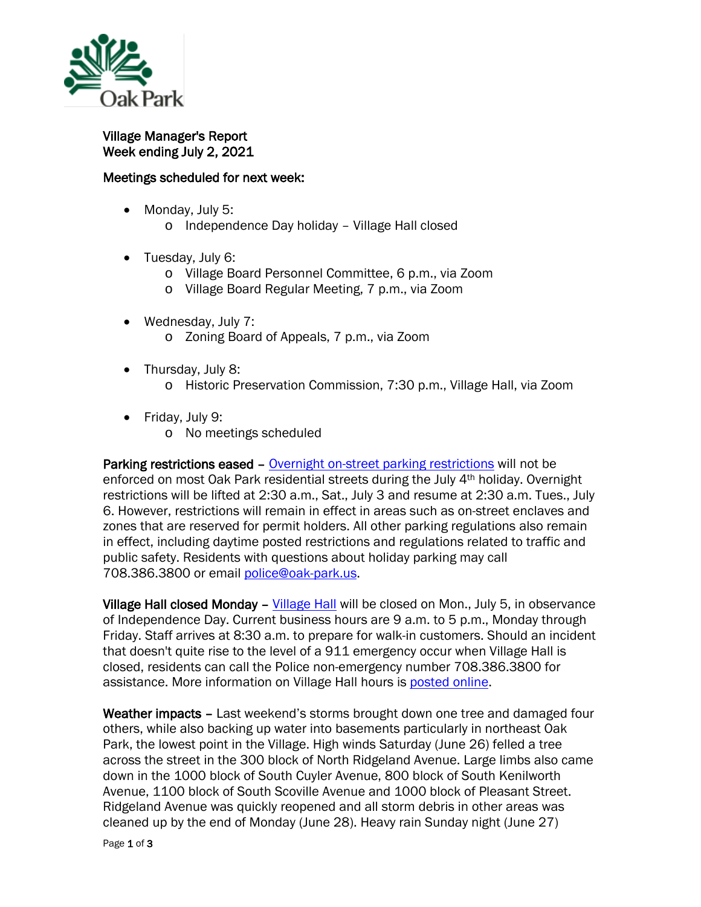Village Manager's Report
Week ending July 2, 2021

**Meetings scheduled for next week:**

- Monday, July 5:
  - Independence Day holiday – Village Hall closed
- Tuesday, July 6:
  - Village Board Personnel Committee, 6 p.m., via Zoom
  - Village Board Regular Meeting, 7 p.m., via Zoom
- Wednesday, July 7:
  - Zoning Board of Appeals, 7 p.m., via Zoom
- Thursday, July 8:
  - Historic Preservation Commission, 7:30 p.m., Village Hall, via Zoom
- Friday, July 9:
  - No meetings scheduled

**Parking restrictions eased** – Overnight on-street parking restrictions will not be enforced on most Oak Park residential streets during the July 4th holiday. Overnight restrictions will be lifted at 2:30 a.m., Sat., July 3 and resume at 2:30 a.m. Tues., July 6. However, restrictions will remain in effect in areas such as on-street enclaves and zones that are reserved for permit holders. All other parking regulations also remain in effect, including daytime posted restrictions and regulations related to traffic and public safety. Residents with questions about holiday parking may call 708.386.3800 or email police@oak-park.us.

**Village Hall closed Monday** – Village Hall will be closed on Mon., July 5, in observance of Independence Day. Current business hours are 9 a.m. to 5 p.m., Monday through Friday. Staff arrives at 8:30 a.m. to prepare for walk-in customers. Should an incident that doesn't quite rise to the level of a 911 emergency occur when Village Hall is closed, residents can call the Police non-emergency number 708.386.3800 for assistance. More information on Village Hall hours is posted online.

**Weather impacts** – Last weekend's storms brought down one tree and damaged four others, while also backing up water into basements particularly in northeast Oak Park, the lowest point in the Village. High winds Saturday (June 26) felled a tree across the street in the 300 block of North Ridgeland Avenue. Large limbs also came down in the 1000 block of South Cuyler Avenue, 800 block of South Kenilworth Avenue, 1100 block of South Scoville Avenue and 1000 block of Pleasant Street. Ridgeland Avenue was quickly reopened and all storm debris in other areas was cleaned up by the end of Monday (June 28). Heavy rain Sunday night (June 27)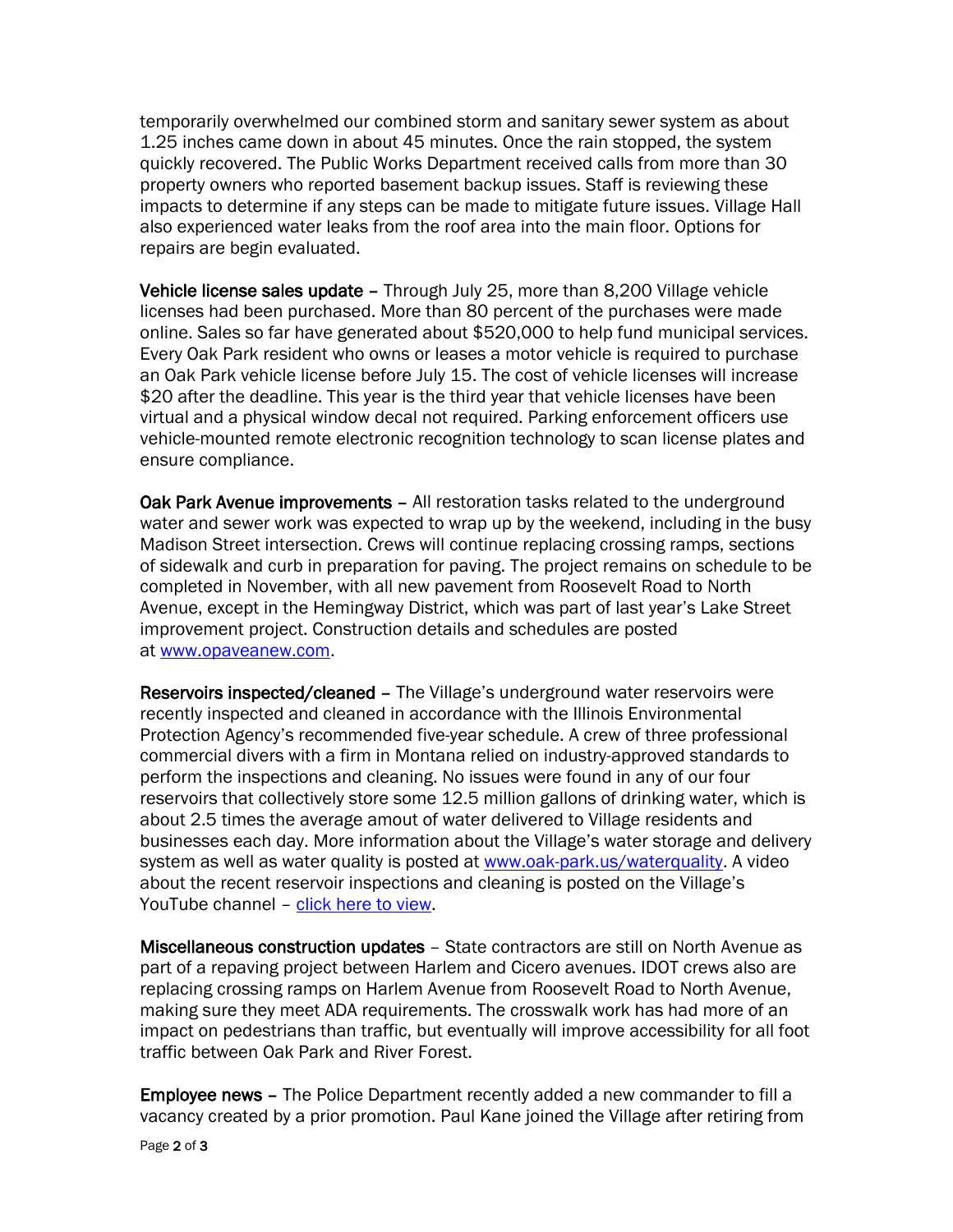temporarily overwhelmed our combined storm and sanitary sewer system as about 1.25 inches came down in about 45 minutes. Once the rain stopped, the system quickly recovered. The Public Works Department received calls from more than 30 property owners who reported basement backup issues. Staff is reviewing these impacts to determine if any steps can be made to mitigate future issues. Village Hall also experienced water leaks from the roof area into the main floor. Options for repairs are begin evaluated.

**Vehicle license sales update** – Through July 25, more than 8,200 Village vehicle licenses had been purchased. More than 80 percent of the purchases were made online. Sales so far have generated about $520,000 to help fund municipal services. Every Oak Park resident who owns or leases a motor vehicle is required to purchase an Oak Park vehicle license before July 15. The cost of vehicle licenses will increase $20 after the deadline. This year is the third year that vehicle licenses have been virtual and a physical window decal not required. Parking enforcement officers use vehicle-mounted remote electronic recognition technology to scan license plates and ensure compliance.

**Oak Park Avenue improvements** – All restoration tasks related to the underground water and sewer work was expected to wrap up by the weekend, including in the busy Madison Street intersection. Crews will continue replacing crossing ramps, sections of sidewalk and curb in preparation for paving. The project remains on schedule to be completed in November, with all new pavement from Roosevelt Road to North Avenue, except in the Hemingway District, which was part of last year's Lake Street improvement project. Construction details and schedules are posted at [www.opaveanew.com](www.opaveanew.com).

**Reservoirs inspected/cleaned** – The Village's underground water reservoirs were recently inspected and cleaned in accordance with the Illinois Environmental Protection Agency's recommended five-year schedule. A crew of three professional commercial divers with a firm in Montana relied on industry-approved standards to perform the inspections and cleaning. No issues were found in any of our four reservoirs that collectively store some 12.5 million gallons of drinking water, which is about 2.5 times the average amout of water delivered to Village residents and businesses each day. More information about the Village's water storage and delivery system as well as water quality is posted at [www.oak-park.us/waterquality](www.oak-park.us/waterquality). A video about the recent reservoir inspections and cleaning is posted on the Village's YouTube channel – click here to view.

**Miscellaneous construction updates** – State contractors are still on North Avenue as part of a repaving project between Harlem and Cicero avenues. IDOT crews also are replacing crossing ramps on Harlem Avenue from Roosevelt Road to North Avenue, making sure they meet ADA requirements. The crosswalk work has had more of an impact on pedestrians than traffic, but eventually will improve accessibility for all foot traffic between Oak Park and River Forest.

**Employee news** – The Police Department recently added a new commander to fill a vacancy created by a prior promotion. Paul Kane joined the Village after retiring from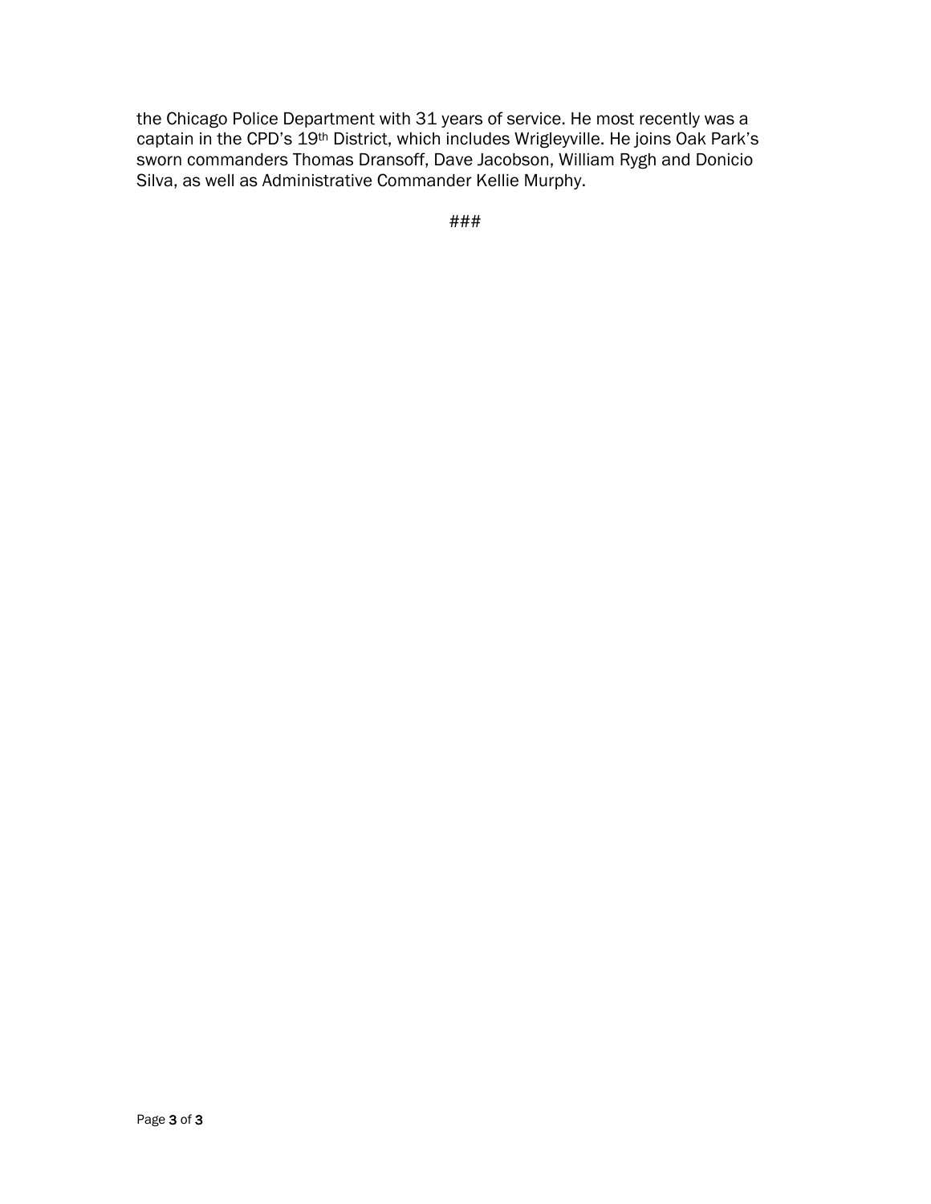the Chicago Police Department with 31 years of service. He most recently was a captain in the CPD's 19th District, which includes Wrigleyville. He joins Oak Park's sworn commanders Thomas Dransoff, Dave Jacobson, William Rygh and Donicio Silva, as well as Administrative Commander Kellie Murphy.

###